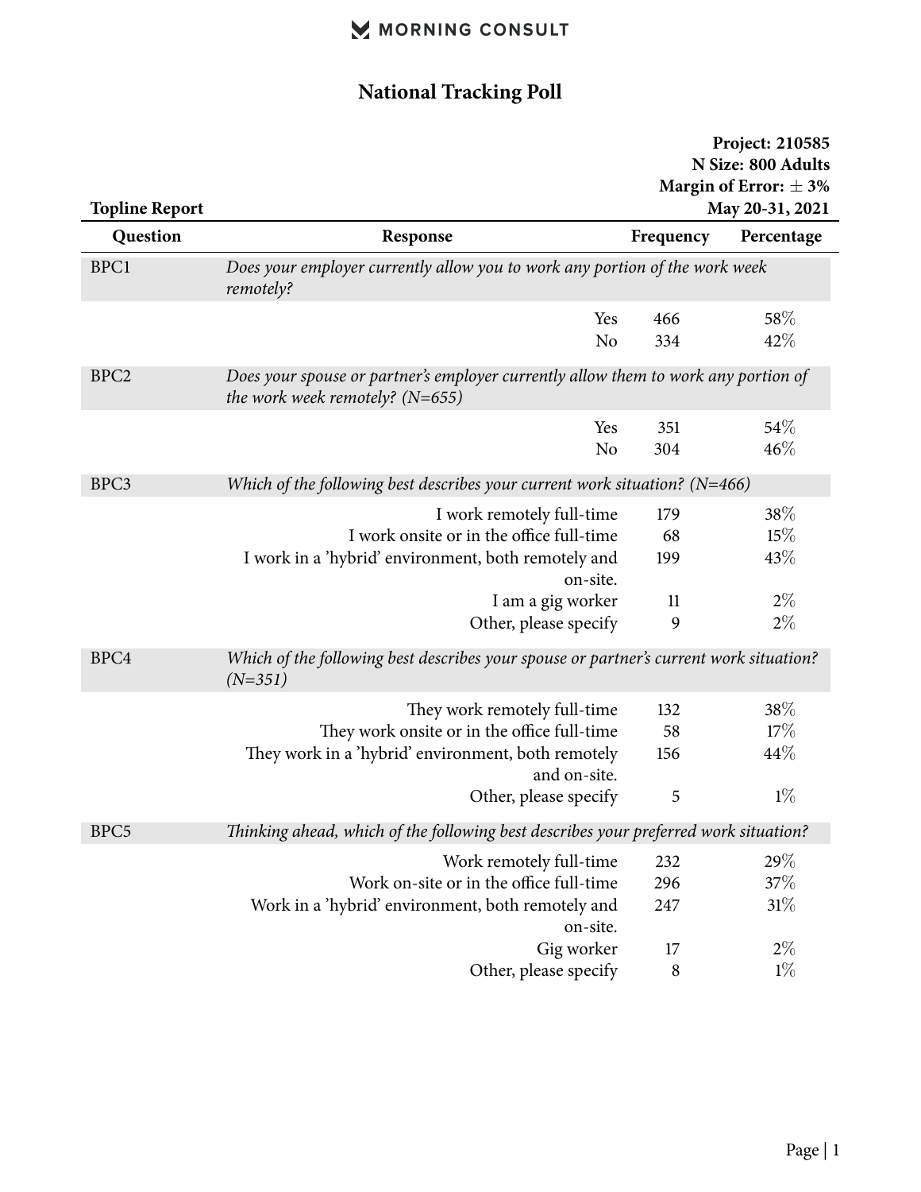MORNING CONSULT

# National Tracking Poll

**Project: 210585**
**N Size: 800 Adults**
**Margin of Error: ± 3%**
**May 20-31, 2021**

**Topline Report**

| Question | Response | Frequency | Percentage |
|---|---|---|---|
| BPC1 | *Does your employer currently allow you to work any portion of the work week remotely?* | | |
| | Yes | 466 | 58% |
| | No | 334 | 42% |
| BPC2 | *Does your spouse or partner's employer currently allow them to work any portion of the work week remotely? (N=655)* | | |
| | Yes | 351 | 54% |
| | No | 304 | 46% |
| BPC3 | *Which of the following best describes your current work situation? (N=466)* | | |
| | I work remotely full-time | 179 | 38% |
| | I work onsite or in the office full-time | 68 | 15% |
| | I work in a 'hybrid' environment, both remotely and on-site. | 199 | 43% |
| | I am a gig worker | 11 | 2% |
| | Other, please specify | 9 | 2% |
| BPC4 | *Which of the following best describes your spouse or partner's current work situation? (N=351)* | | |
| | They work remotely full-time | 132 | 38% |
| | They work onsite or in the office full-time | 58 | 17% |
| | They work in a 'hybrid' environment, both remotely and on-site. | 156 | 44% |
| | Other, please specify | 5 | 1% |
| BPC5 | *Thinking ahead, which of the following best describes your preferred work situation?* | | |
| | Work remotely full-time | 232 | 29% |
| | Work on-site or in the office full-time | 296 | 37% |
| | Work in a 'hybrid' environment, both remotely and on-site. | 247 | 31% |
| | Gig worker | 17 | 2% |
| | Other, please specify | 8 | 1% |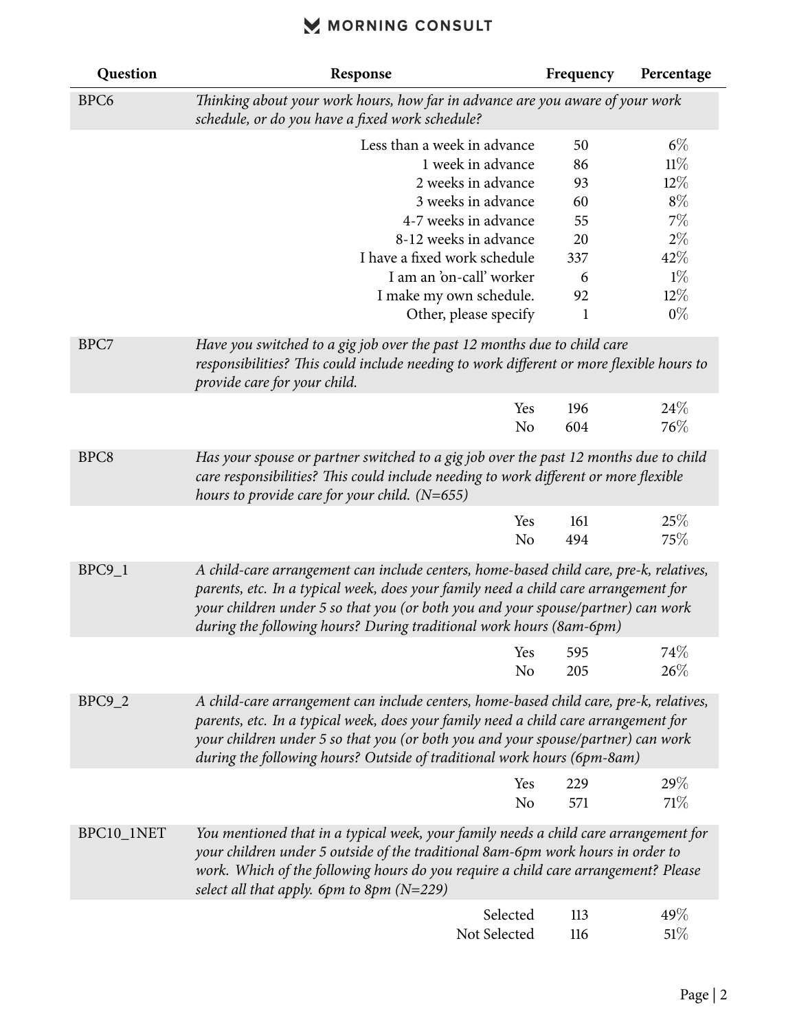| Question | Response | Frequency | Percentage |
|---|---|---|---|
| BPC6 | *Thinking about your work hours, how far in advance are you aware of your work schedule, or do you have a fixed work schedule?* | | |
| | Less than a week in advance | 50 | 6% |
| | 1 week in advance | 86 | 11% |
| | 2 weeks in advance | 93 | 12% |
| | 3 weeks in advance | 60 | 8% |
| | 4-7 weeks in advance | 55 | 7% |
| | 8-12 weeks in advance | 20 | 2% |
| | I have a fixed work schedule | 337 | 42% |
| | I am an 'on-call' worker | 6 | 1% |
| | I make my own schedule. | 92 | 12% |
| | Other, please specify | 1 | 0% |
| BPC7 | *Have you switched to a gig job over the past 12 months due to child care responsibilities? This could include needing to work different or more flexible hours to provide care for your child.* | | |
| | Yes | 196 | 24% |
| | No | 604 | 76% |
| BPC8 | *Has your spouse or partner switched to a gig job over the past 12 months due to child care responsibilities? This could include needing to work different or more flexible hours to provide care for your child. (N=655)* | | |
| | Yes | 161 | 25% |
| | No | 494 | 75% |
| BPC9_1 | *A child-care arrangement can include centers, home-based child care, pre-k, relatives, parents, etc. In a typical week, does your family need a child care arrangement for your children under 5 so that you (or both you and your spouse/partner) can work during the following hours? During traditional work hours (8am-6pm)* | | |
| | Yes | 595 | 74% |
| | No | 205 | 26% |
| BPC9_2 | *A child-care arrangement can include centers, home-based child care, pre-k, relatives, parents, etc. In a typical week, does your family need a child care arrangement for your children under 5 so that you (or both you and your spouse/partner) can work during the following hours? Outside of traditional work hours (6pm-8am)* | | |
| | Yes | 229 | 29% |
| | No | 571 | 71% |
| BPC10_1NET | *You mentioned that in a typical week, your family needs a child care arrangement for your children under 5 outside of the traditional 8am-6pm work hours in order to work. Which of the following hours do you require a child care arrangement? Please select all that apply. 6pm to 8pm (N=229)* | | |
| | Selected | 113 | 49% |
| | Not Selected | 116 | 51% |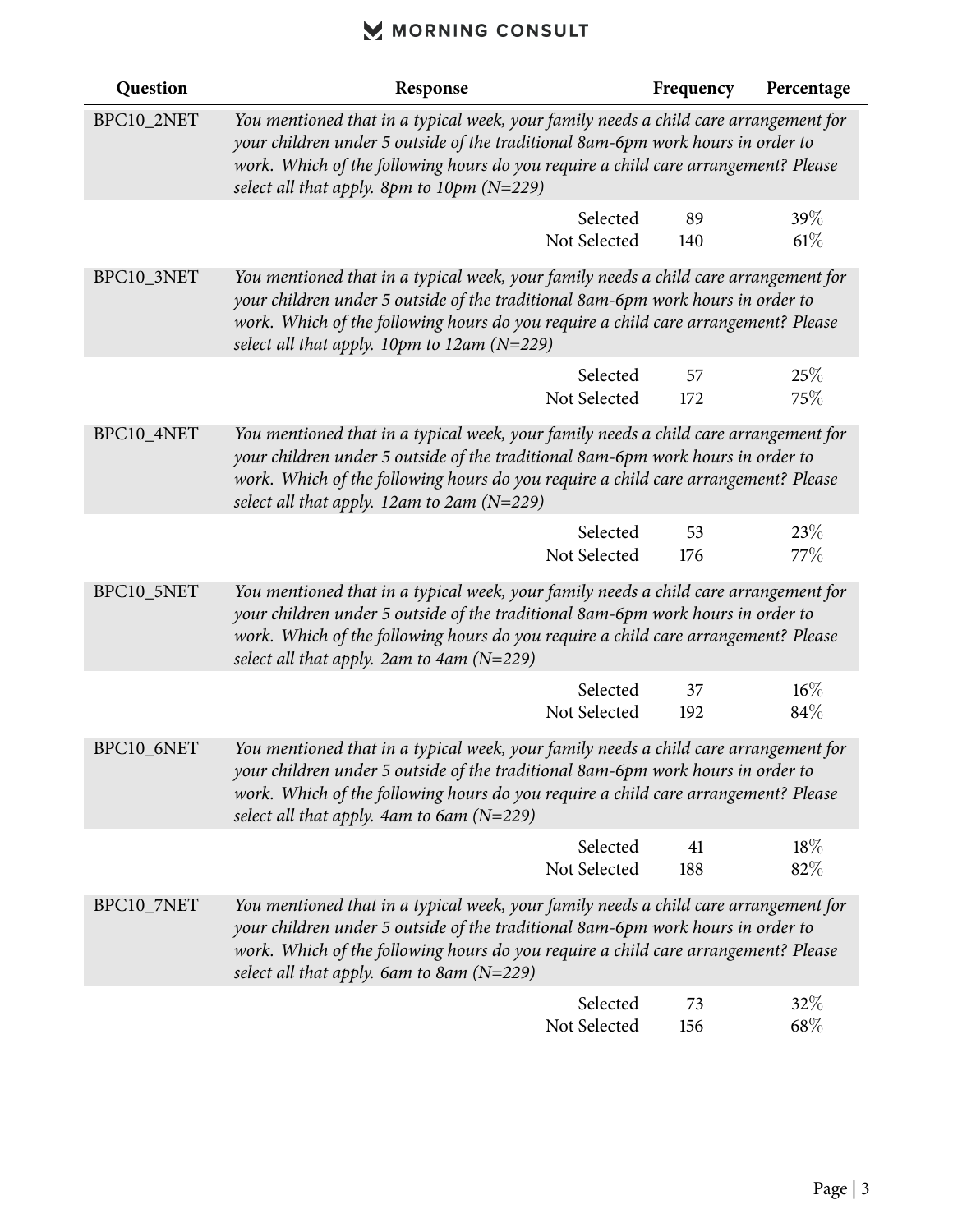| Question | Response | Frequency | Percentage |
|---|---|---|---|
| BPC10_2NET | *You mentioned that in a typical week, your family needs a child care arrangement for your children under 5 outside of the traditional 8am-6pm work hours in order to work. Which of the following hours do you require a child care arrangement? Please select all that apply. 8pm to 10pm (N=229)* | | |
| | Selected | 89 | 39% |
| | Not Selected | 140 | 61% |
| BPC10_3NET | *You mentioned that in a typical week, your family needs a child care arrangement for your children under 5 outside of the traditional 8am-6pm work hours in order to work. Which of the following hours do you require a child care arrangement? Please select all that apply. 10pm to 12am (N=229)* | | |
| | Selected | 57 | 25% |
| | Not Selected | 172 | 75% |
| BPC10_4NET | *You mentioned that in a typical week, your family needs a child care arrangement for your children under 5 outside of the traditional 8am-6pm work hours in order to work. Which of the following hours do you require a child care arrangement? Please select all that apply. 12am to 2am (N=229)* | | |
| | Selected | 53 | 23% |
| | Not Selected | 176 | 77% |
| BPC10_5NET | *You mentioned that in a typical week, your family needs a child care arrangement for your children under 5 outside of the traditional 8am-6pm work hours in order to work. Which of the following hours do you require a child care arrangement? Please select all that apply. 2am to 4am (N=229)* | | |
| | Selected | 37 | 16% |
| | Not Selected | 192 | 84% |
| BPC10_6NET | *You mentioned that in a typical week, your family needs a child care arrangement for your children under 5 outside of the traditional 8am-6pm work hours in order to work. Which of the following hours do you require a child care arrangement? Please select all that apply. 4am to 6am (N=229)* | | |
| | Selected | 41 | 18% |
| | Not Selected | 188 | 82% |
| BPC10_7NET | *You mentioned that in a typical week, your family needs a child care arrangement for your children under 5 outside of the traditional 8am-6pm work hours in order to work. Which of the following hours do you require a child care arrangement? Please select all that apply. 6am to 8am (N=229)* | | |
| | Selected | 73 | 32% |
| | Not Selected | 156 | 68% |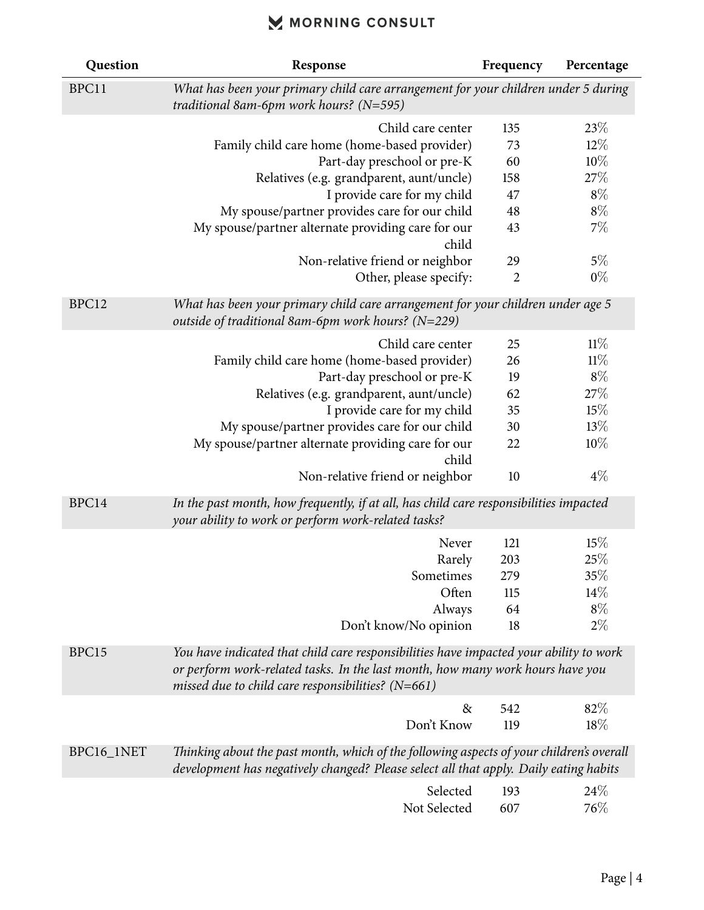| Question | Response | Frequency | Percentage |
| --- | --- | --- | --- |
| BPC11 | *What has been your primary child care arrangement for your children under 5 during traditional 8am-6pm work hours? (N=595)* | | |
| | Child care center | 135 | 23% |
| | Family child care home (home-based provider) | 73 | 12% |
| | Part-day preschool or pre-K | 60 | 10% |
| | Relatives (e.g. grandparent, aunt/uncle) | 158 | 27% |
| | I provide care for my child | 47 | 8% |
| | My spouse/partner provides care for our child | 48 | 8% |
| | My spouse/partner alternate providing care for our child | 43 | 7% |
| | Non-relative friend or neighbor | 29 | 5% |
| | Other, please specify: | 2 | 0% |
| BPC12 | *What has been your primary child care arrangement for your children under age 5 outside of traditional 8am-6pm work hours? (N=229)* | | |
| | Child care center | 25 | 11% |
| | Family child care home (home-based provider) | 26 | 11% |
| | Part-day preschool or pre-K | 19 | 8% |
| | Relatives (e.g. grandparent, aunt/uncle) | 62 | 27% |
| | I provide care for my child | 35 | 15% |
| | My spouse/partner provides care for our child | 30 | 13% |
| | My spouse/partner alternate providing care for our child | 22 | 10% |
| | Non-relative friend or neighbor | 10 | 4% |
| BPC14 | *In the past month, how frequently, if at all, has child care responsibilities impacted your ability to work or perform work-related tasks?* | | |
| | Never | 121 | 15% |
| | Rarely | 203 | 25% |
| | Sometimes | 279 | 35% |
| | Often | 115 | 14% |
| | Always | 64 | 8% |
| | Don't know/No opinion | 18 | 2% |
| BPC15 | *You have indicated that child care responsibilities have impacted your ability to work or perform work-related tasks. In the last month, how many work hours have you missed due to child care responsibilities? (N=661)* | | |
| | & | 542 | 82% |
| | Don't Know | 119 | 18% |
| BPC16_1NET | *Thinking about the past month, which of the following aspects of your children's overall development has negatively changed? Please select all that apply. Daily eating habits* | | |
| | Selected | 193 | 24% |
| | Not Selected | 607 | 76% |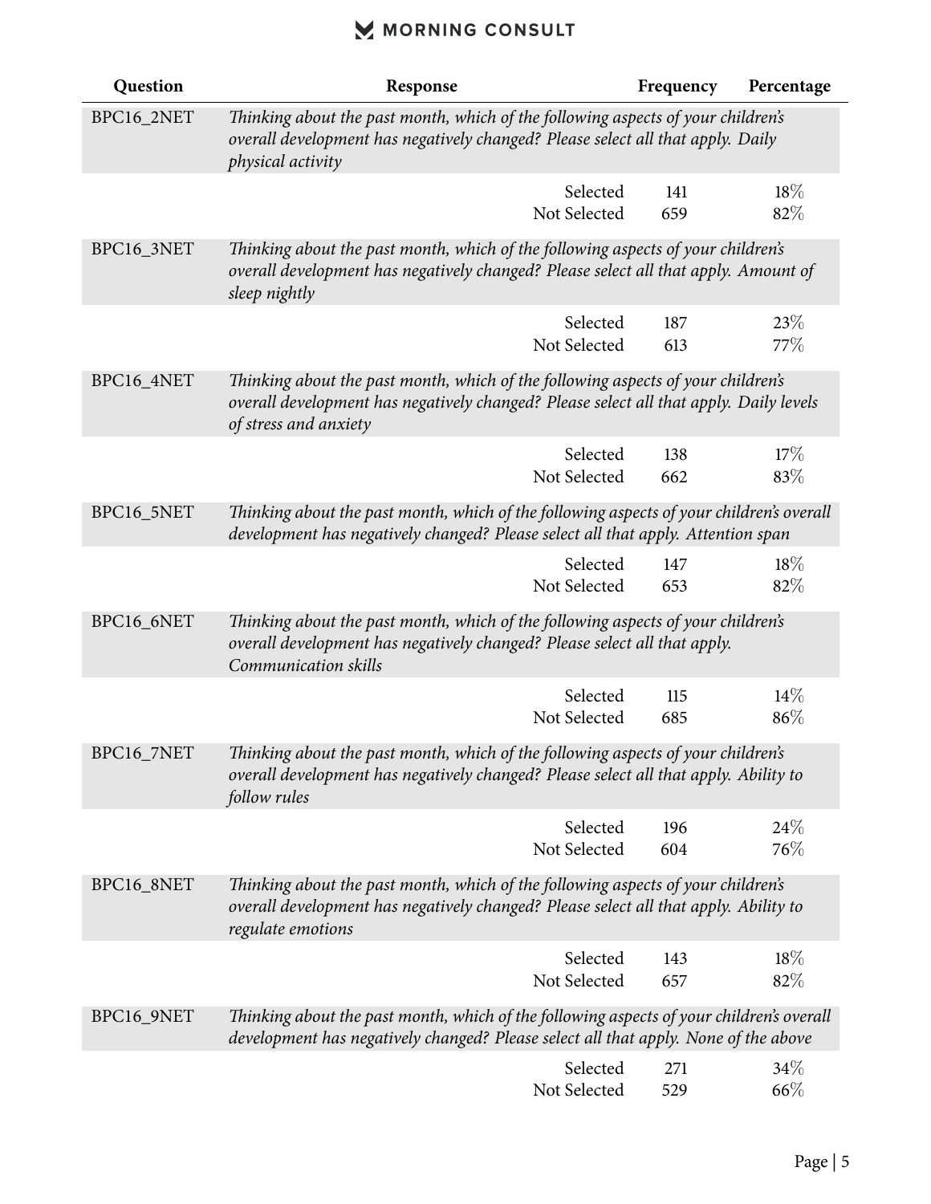| Question | Response | Frequency | Percentage |
|---|---|---|---|
| BPC16_2NET | *Thinking about the past month, which of the following aspects of your children's overall development has negatively changed? Please select all that apply. Daily physical activity* | | |
| | Selected | 141 | 18% |
| | Not Selected | 659 | 82% |
| BPC16_3NET | *Thinking about the past month, which of the following aspects of your children's overall development has negatively changed? Please select all that apply. Amount of sleep nightly* | | |
| | Selected | 187 | 23% |
| | Not Selected | 613 | 77% |
| BPC16_4NET | *Thinking about the past month, which of the following aspects of your children's overall development has negatively changed? Please select all that apply. Daily levels of stress and anxiety* | | |
| | Selected | 138 | 17% |
| | Not Selected | 662 | 83% |
| BPC16_5NET | *Thinking about the past month, which of the following aspects of your children's overall development has negatively changed? Please select all that apply. Attention span* | | |
| | Selected | 147 | 18% |
| | Not Selected | 653 | 82% |
| BPC16_6NET | *Thinking about the past month, which of the following aspects of your children's overall development has negatively changed? Please select all that apply. Communication skills* | | |
| | Selected | 115 | 14% |
| | Not Selected | 685 | 86% |
| BPC16_7NET | *Thinking about the past month, which of the following aspects of your children's overall development has negatively changed? Please select all that apply. Ability to follow rules* | | |
| | Selected | 196 | 24% |
| | Not Selected | 604 | 76% |
| BPC16_8NET | *Thinking about the past month, which of the following aspects of your children's overall development has negatively changed? Please select all that apply. Ability to regulate emotions* | | |
| | Selected | 143 | 18% |
| | Not Selected | 657 | 82% |
| BPC16_9NET | *Thinking about the past month, which of the following aspects of your children's overall development has negatively changed? Please select all that apply. None of the above* | | |
| | Selected | 271 | 34% |
| | Not Selected | 529 | 66% |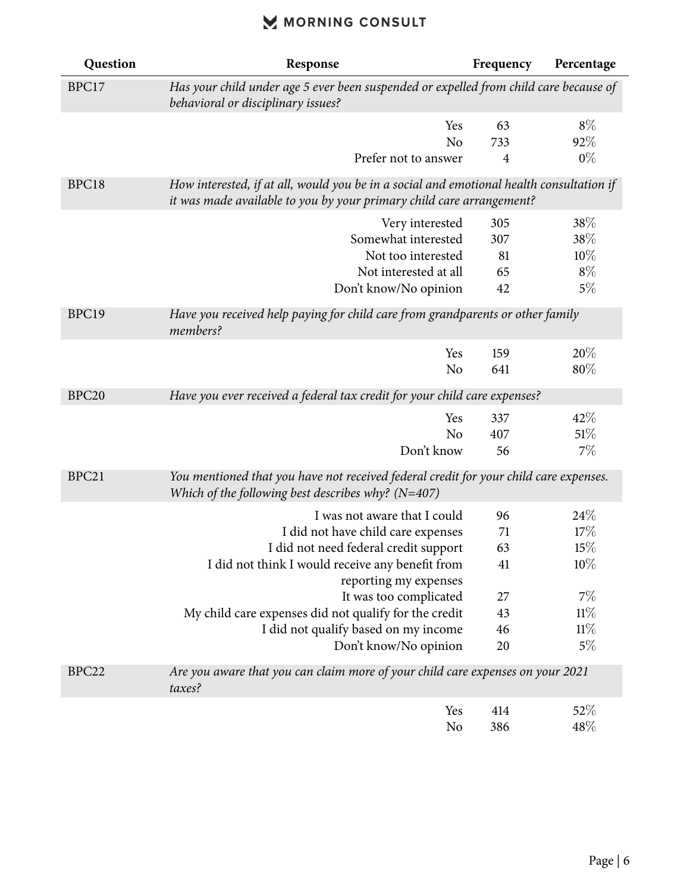| Question | Response | Frequency | Percentage |
|---|---|---|---|
| BPC17 | *Has your child under age 5 ever been suspended or expelled from child care because of behavioral or disciplinary issues?* | | |
| | Yes | 63 | 8% |
| | No | 733 | 92% |
| | Prefer not to answer | 4 | 0% |
| BPC18 | *How interested, if at all, would you be in a social and emotional health consultation if it was made available to you by your primary child care arrangement?* | | |
| | Very interested | 305 | 38% |
| | Somewhat interested | 307 | 38% |
| | Not too interested | 81 | 10% |
| | Not interested at all | 65 | 8% |
| | Don't know/No opinion | 42 | 5% |
| BPC19 | *Have you received help paying for child care from grandparents or other family members?* | | |
| | Yes | 159 | 20% |
| | No | 641 | 80% |
| BPC20 | *Have you ever received a federal tax credit for your child care expenses?* | | |
| | Yes | 337 | 42% |
| | No | 407 | 51% |
| | Don't know | 56 | 7% |
| BPC21 | *You mentioned that you have not received federal credit for your child care expenses. Which of the following best describes why? (N=407)* | | |
| | I was not aware that I could | 96 | 24% |
| | I did not have child care expenses | 71 | 17% |
| | I did not need federal credit support | 63 | 15% |
| | I did not think I would receive any benefit from reporting my expenses | 41 | 10% |
| | It was too complicated | 27 | 7% |
| | My child care expenses did not qualify for the credit | 43 | 11% |
| | I did not qualify based on my income | 46 | 11% |
| | Don't know/No opinion | 20 | 5% |
| BPC22 | *Are you aware that you can claim more of your child care expenses on your 2021 taxes?* | | |
| | Yes | 414 | 52% |
| | No | 386 | 48% |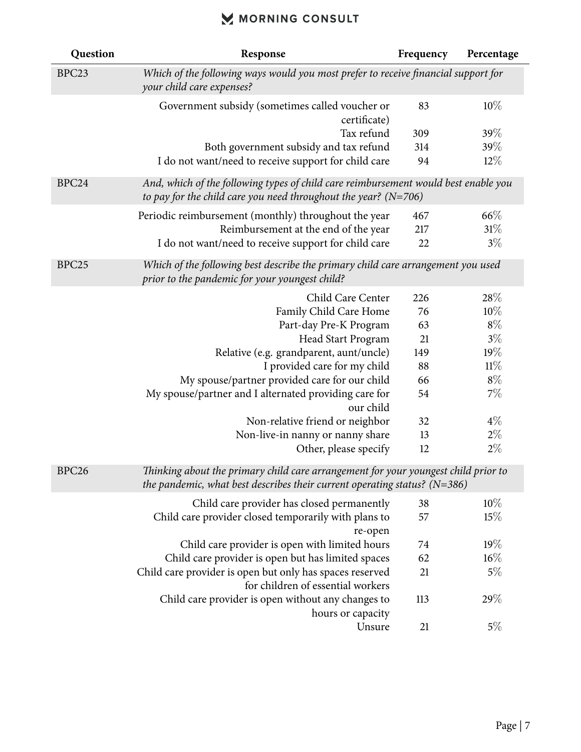| Question | Response | Frequency | Percentage |
|---|---|---|---|
| BPC23 | *Which of the following ways would you most prefer to receive financial support for your child care expenses?* | | |
| | Government subsidy (sometimes called voucher or certificate) | 83 | 10% |
| | Tax refund | 309 | 39% |
| | Both government subsidy and tax refund | 314 | 39% |
| | I do not want/need to receive support for child care | 94 | 12% |
| BPC24 | *And, which of the following types of child care reimbursement would best enable you to pay for the child care you need throughout the year? (N=706)* | | |
| | Periodic reimbursement (monthly) throughout the year | 467 | 66% |
| | Reimbursement at the end of the year | 217 | 31% |
| | I do not want/need to receive support for child care | 22 | 3% |
| BPC25 | *Which of the following best describe the primary child care arrangement you used prior to the pandemic for your youngest child?* | | |
| | Child Care Center | 226 | 28% |
| | Family Child Care Home | 76 | 10% |
| | Part-day Pre-K Program | 63 | 8% |
| | Head Start Program | 21 | 3% |
| | Relative (e.g. grandparent, aunt/uncle) | 149 | 19% |
| | I provided care for my child | 88 | 11% |
| | My spouse/partner provided care for our child | 66 | 8% |
| | My spouse/partner and I alternated providing care for our child | 54 | 7% |
| | Non-relative friend or neighbor | 32 | 4% |
| | Non-live-in nanny or nanny share | 13 | 2% |
| | Other, please specify | 12 | 2% |
| BPC26 | *Thinking about the primary child care arrangement for your youngest child prior to the pandemic, what best describes their current operating status? (N=386)* | | |
| | Child care provider has closed permanently | 38 | 10% |
| | Child care provider closed temporarily with plans to re-open | 57 | 15% |
| | Child care provider is open with limited hours | 74 | 19% |
| | Child care provider is open but has limited spaces | 62 | 16% |
| | Child care provider is open but only has spaces reserved for children of essential workers | 21 | 5% |
| | Child care provider is open without any changes to hours or capacity | 113 | 29% |
| | Unsure | 21 | 5% |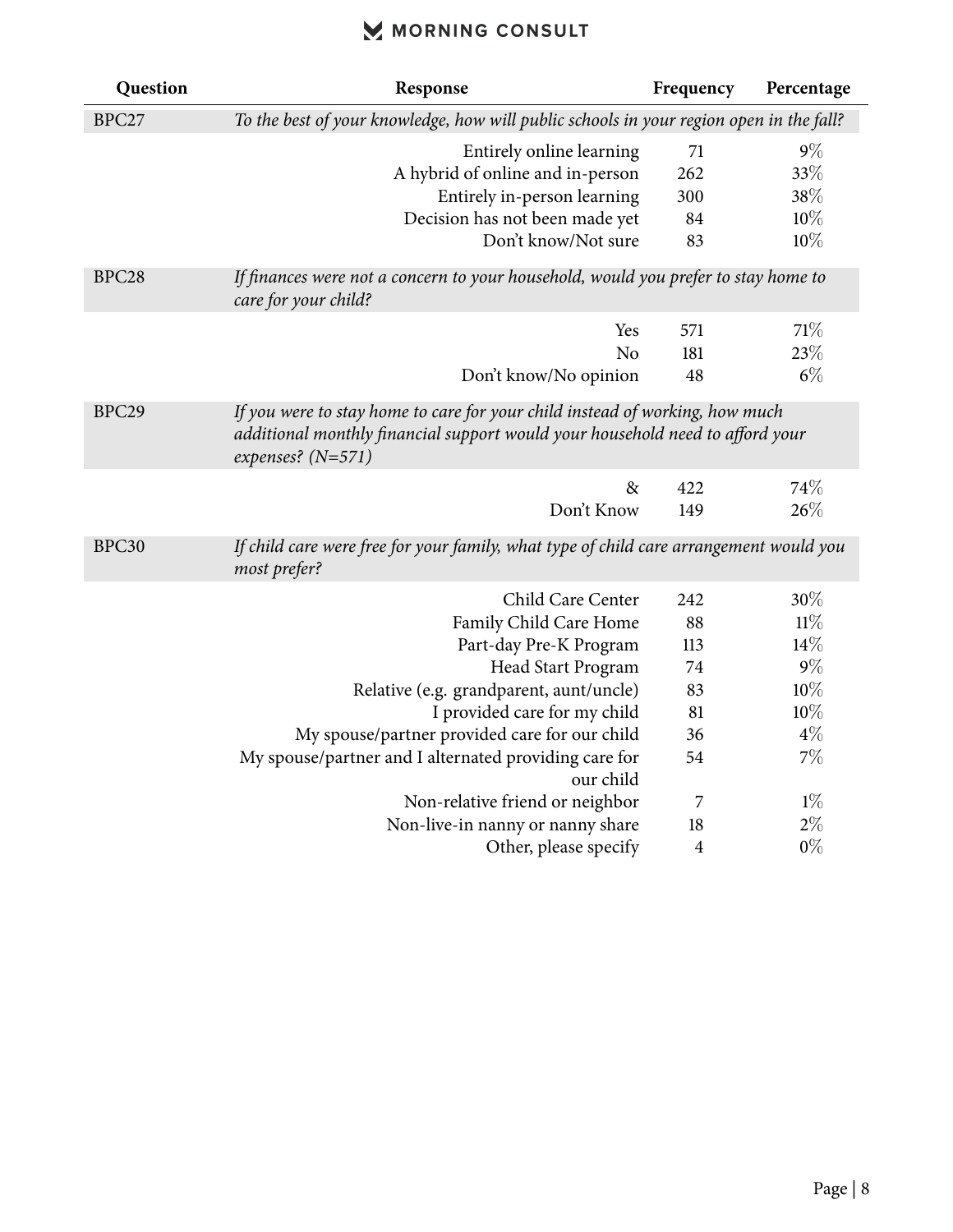| Question | Response | Frequency | Percentage |
|---|---|---|---|
| BPC27 | *To the best of your knowledge, how will public schools in your region open in the fall?* | | |
| | Entirely online learning | 71 | 9% |
| | A hybrid of online and in-person | 262 | 33% |
| | Entirely in-person learning | 300 | 38% |
| | Decision has not been made yet | 84 | 10% |
| | Don't know/Not sure | 83 | 10% |
| BPC28 | *If finances were not a concern to your household, would you prefer to stay home to care for your child?* | | |
| | Yes | 571 | 71% |
| | No | 181 | 23% |
| | Don't know/No opinion | 48 | 6% |
| BPC29 | *If you were to stay home to care for your child instead of working, how much additional monthly financial support would your household need to afford your expenses? (N=571)* | | |
| | & | 422 | 74% |
| | Don't Know | 149 | 26% |
| BPC30 | *If child care were free for your family, what type of child care arrangement would you most prefer?* | | |
| | Child Care Center | 242 | 30% |
| | Family Child Care Home | 88 | 11% |
| | Part-day Pre-K Program | 113 | 14% |
| | Head Start Program | 74 | 9% |
| | Relative (e.g. grandparent, aunt/uncle) | 83 | 10% |
| | I provided care for my child | 81 | 10% |
| | My spouse/partner provided care for our child | 36 | 4% |
| | My spouse/partner and I alternated providing care for our child | 54 | 7% |
| | Non-relative friend or neighbor | 7 | 1% |
| | Non-live-in nanny or nanny share | 18 | 2% |
| | Other, please specify | 4 | 0% |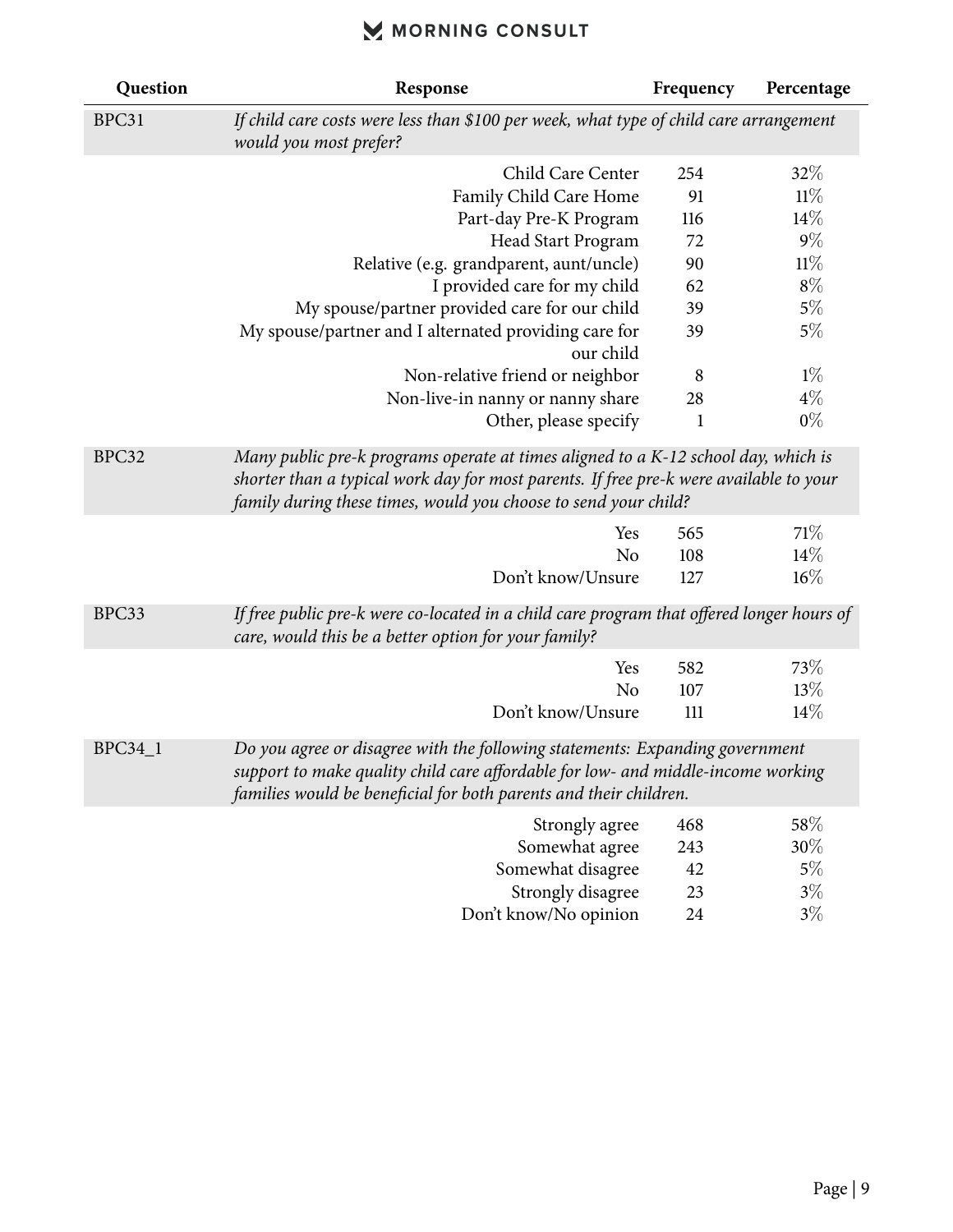| Question | Response | Frequency | Percentage |
|---|---|---|---|
| BPC31 | *If child care costs were less than $100 per week, what type of child care arrangement would you most prefer?* | | |
| | Child Care Center | 254 | 32% |
| | Family Child Care Home | 91 | 11% |
| | Part-day Pre-K Program | 116 | 14% |
| | Head Start Program | 72 | 9% |
| | Relative (e.g. grandparent, aunt/uncle) | 90 | 11% |
| | I provided care for my child | 62 | 8% |
| | My spouse/partner provided care for our child | 39 | 5% |
| | My spouse/partner and I alternated providing care for our child | 39 | 5% |
| | Non-relative friend or neighbor | 8 | 1% |
| | Non-live-in nanny or nanny share | 28 | 4% |
| | Other, please specify | 1 | 0% |
| BPC32 | *Many public pre-k programs operate at times aligned to a K-12 school day, which is shorter than a typical work day for most parents. If free pre-k were available to your family during these times, would you choose to send your child?* | | |
| | Yes | 565 | 71% |
| | No | 108 | 14% |
| | Don't know/Unsure | 127 | 16% |
| BPC33 | *If free public pre-k were co-located in a child care program that offered longer hours of care, would this be a better option for your family?* | | |
| | Yes | 582 | 73% |
| | No | 107 | 13% |
| | Don't know/Unsure | 111 | 14% |
| BPC34_1 | *Do you agree or disagree with the following statements: Expanding government support to make quality child care affordable for low- and middle-income working families would be beneficial for both parents and their children.* | | |
| | Strongly agree | 468 | 58% |
| | Somewhat agree | 243 | 30% |
| | Somewhat disagree | 42 | 5% |
| | Strongly disagree | 23 | 3% |
| | Don't know/No opinion | 24 | 3% |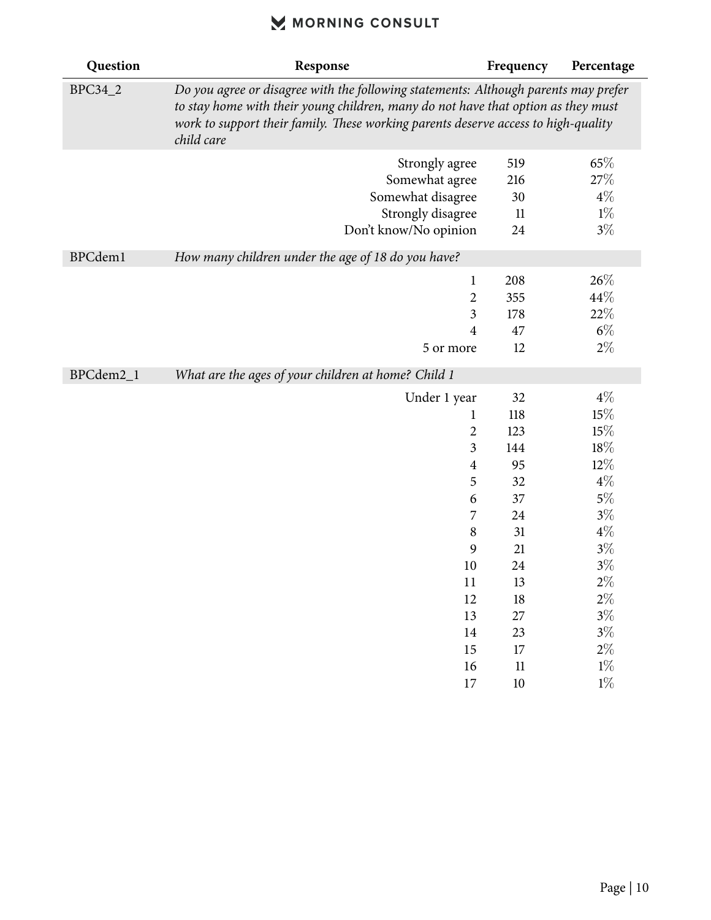| Question | Response | Frequency | Percentage |
|---|---|---|---|
| BPC34_2 | *Do you agree or disagree with the following statements: Although parents may prefer to stay home with their young children, many do not have that option as they must work to support their family. These working parents deserve access to high-quality child care* | | |
| | Strongly agree | 519 | 65% |
| | Somewhat agree | 216 | 27% |
| | Somewhat disagree | 30 | 4% |
| | Strongly disagree | 11 | 1% |
| | Don't know/No opinion | 24 | 3% |
| BPCdem1 | *How many children under the age of 18 do you have?* | | |
| | 1 | 208 | 26% |
| | 2 | 355 | 44% |
| | 3 | 178 | 22% |
| | 4 | 47 | 6% |
| | 5 or more | 12 | 2% |
| BPCdem2_1 | *What are the ages of your children at home? Child 1* | | |
| | Under 1 year | 32 | 4% |
| | 1 | 118 | 15% |
| | 2 | 123 | 15% |
| | 3 | 144 | 18% |
| | 4 | 95 | 12% |
| | 5 | 32 | 4% |
| | 6 | 37 | 5% |
| | 7 | 24 | 3% |
| | 8 | 31 | 4% |
| | 9 | 21 | 3% |
| | 10 | 24 | 3% |
| | 11 | 13 | 2% |
| | 12 | 18 | 2% |
| | 13 | 27 | 3% |
| | 14 | 23 | 3% |
| | 15 | 17 | 2% |
| | 16 | 11 | 1% |
| | 17 | 10 | 1% |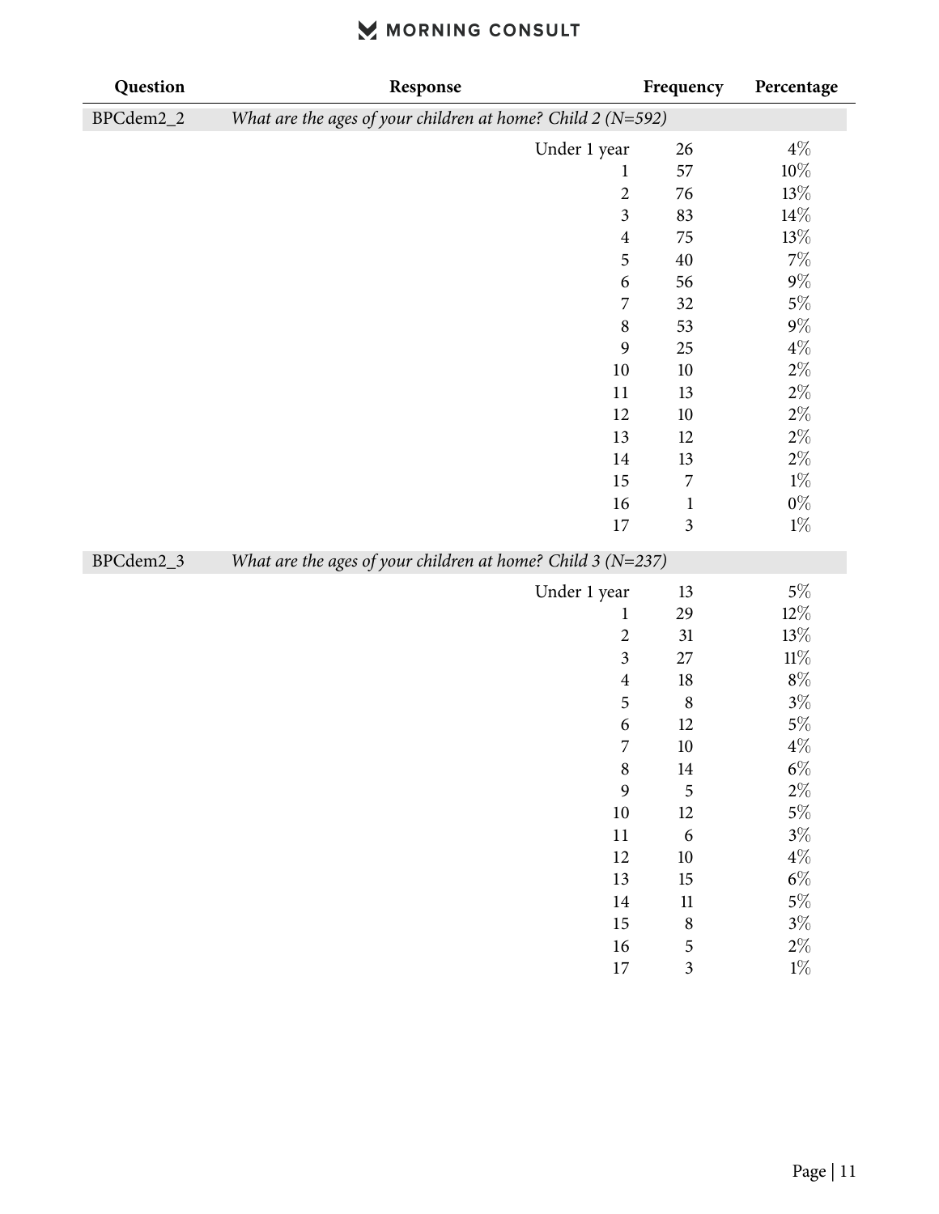| Question | Response | Frequency | Percentage |
|---|---|---|---|
| BPCdem2_2 | *What are the ages of your children at home? Child 2 (N=592)* | | |
| | Under 1 year | 26 | 4% |
| | 1 | 57 | 10% |
| | 2 | 76 | 13% |
| | 3 | 83 | 14% |
| | 4 | 75 | 13% |
| | 5 | 40 | 7% |
| | 6 | 56 | 9% |
| | 7 | 32 | 5% |
| | 8 | 53 | 9% |
| | 9 | 25 | 4% |
| | 10 | 10 | 2% |
| | 11 | 13 | 2% |
| | 12 | 10 | 2% |
| | 13 | 12 | 2% |
| | 14 | 13 | 2% |
| | 15 | 7 | 1% |
| | 16 | 1 | 0% |
| | 17 | 3 | 1% |
| BPCdem2_3 | *What are the ages of your children at home? Child 3 (N=237)* | | |
| | Under 1 year | 13 | 5% |
| | 1 | 29 | 12% |
| | 2 | 31 | 13% |
| | 3 | 27 | 11% |
| | 4 | 18 | 8% |
| | 5 | 8 | 3% |
| | 6 | 12 | 5% |
| | 7 | 10 | 4% |
| | 8 | 14 | 6% |
| | 9 | 5 | 2% |
| | 10 | 12 | 5% |
| | 11 | 6 | 3% |
| | 12 | 10 | 4% |
| | 13 | 15 | 6% |
| | 14 | 11 | 5% |
| | 15 | 8 | 3% |
| | 16 | 5 | 2% |
| | 17 | 3 | 1% |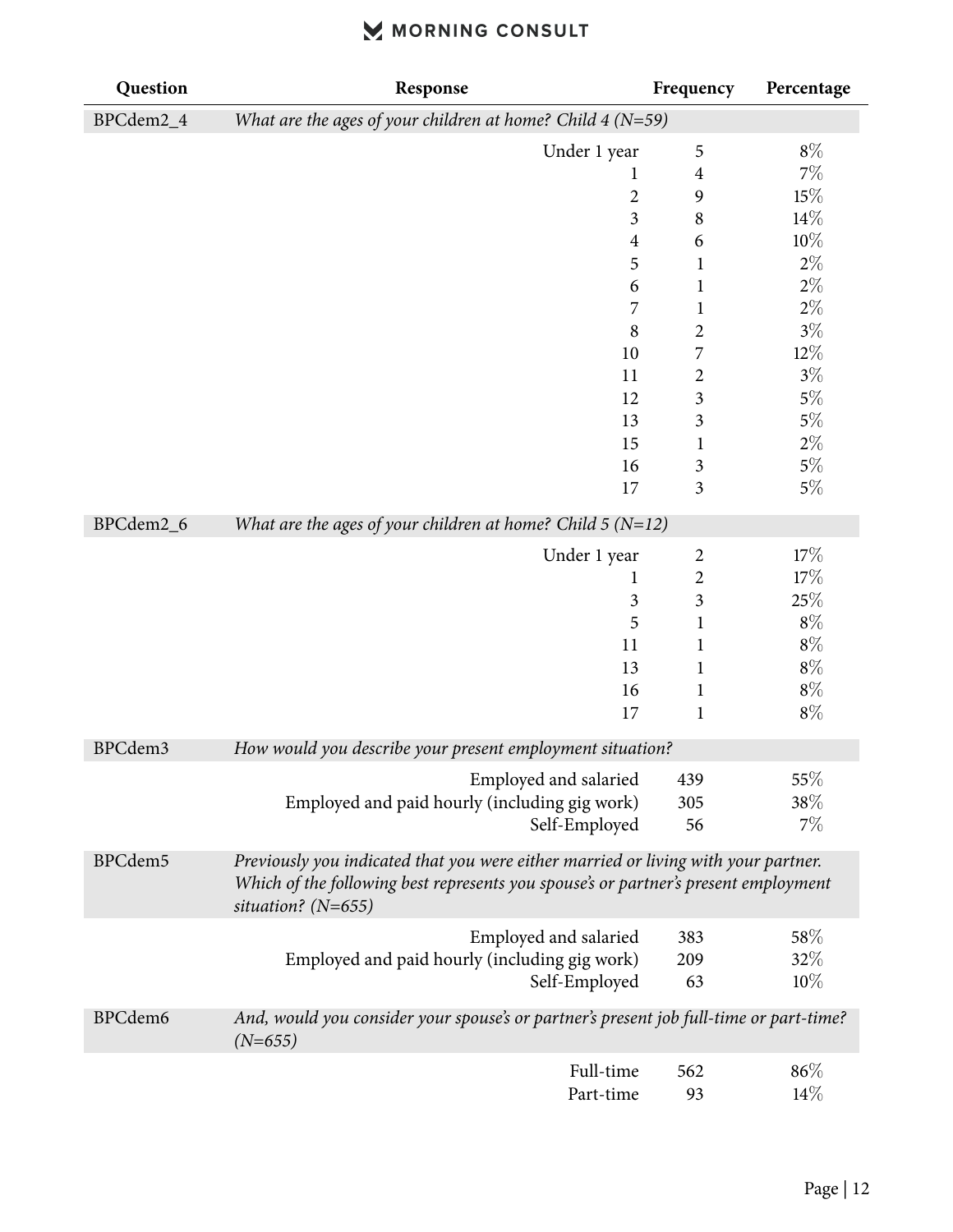| Question | Response | Frequency | Percentage |
|---|---|---|---|
| BPCdem2_4 | *What are the ages of your children at home? Child 4 (N=59)* | | |
| | Under 1 year | 5 | 8% |
| | 1 | 4 | 7% |
| | 2 | 9 | 15% |
| | 3 | 8 | 14% |
| | 4 | 6 | 10% |
| | 5 | 1 | 2% |
| | 6 | 1 | 2% |
| | 7 | 1 | 2% |
| | 8 | 2 | 3% |
| | 10 | 7 | 12% |
| | 11 | 2 | 3% |
| | 12 | 3 | 5% |
| | 13 | 3 | 5% |
| | 15 | 1 | 2% |
| | 16 | 3 | 5% |
| | 17 | 3 | 5% |
| BPCdem2_6 | *What are the ages of your children at home? Child 5 (N=12)* | | |
| | Under 1 year | 2 | 17% |
| | 1 | 2 | 17% |
| | 3 | 3 | 25% |
| | 5 | 1 | 8% |
| | 11 | 1 | 8% |
| | 13 | 1 | 8% |
| | 16 | 1 | 8% |
| | 17 | 1 | 8% |
| BPCdem3 | *How would you describe your present employment situation?* | | |
| | Employed and salaried | 439 | 55% |
| | Employed and paid hourly (including gig work) | 305 | 38% |
| | Self-Employed | 56 | 7% |
| BPCdem5 | *Previously you indicated that you were either married or living with your partner. Which of the following best represents you spouse's or partner's present employment situation? (N=655)* | | |
| | Employed and salaried | 383 | 58% |
| | Employed and paid hourly (including gig work) | 209 | 32% |
| | Self-Employed | 63 | 10% |
| BPCdem6 | *And, would you consider your spouse's or partner's present job full-time or part-time? (N=655)* | | |
| | Full-time | 562 | 86% |
| | Part-time | 93 | 14% |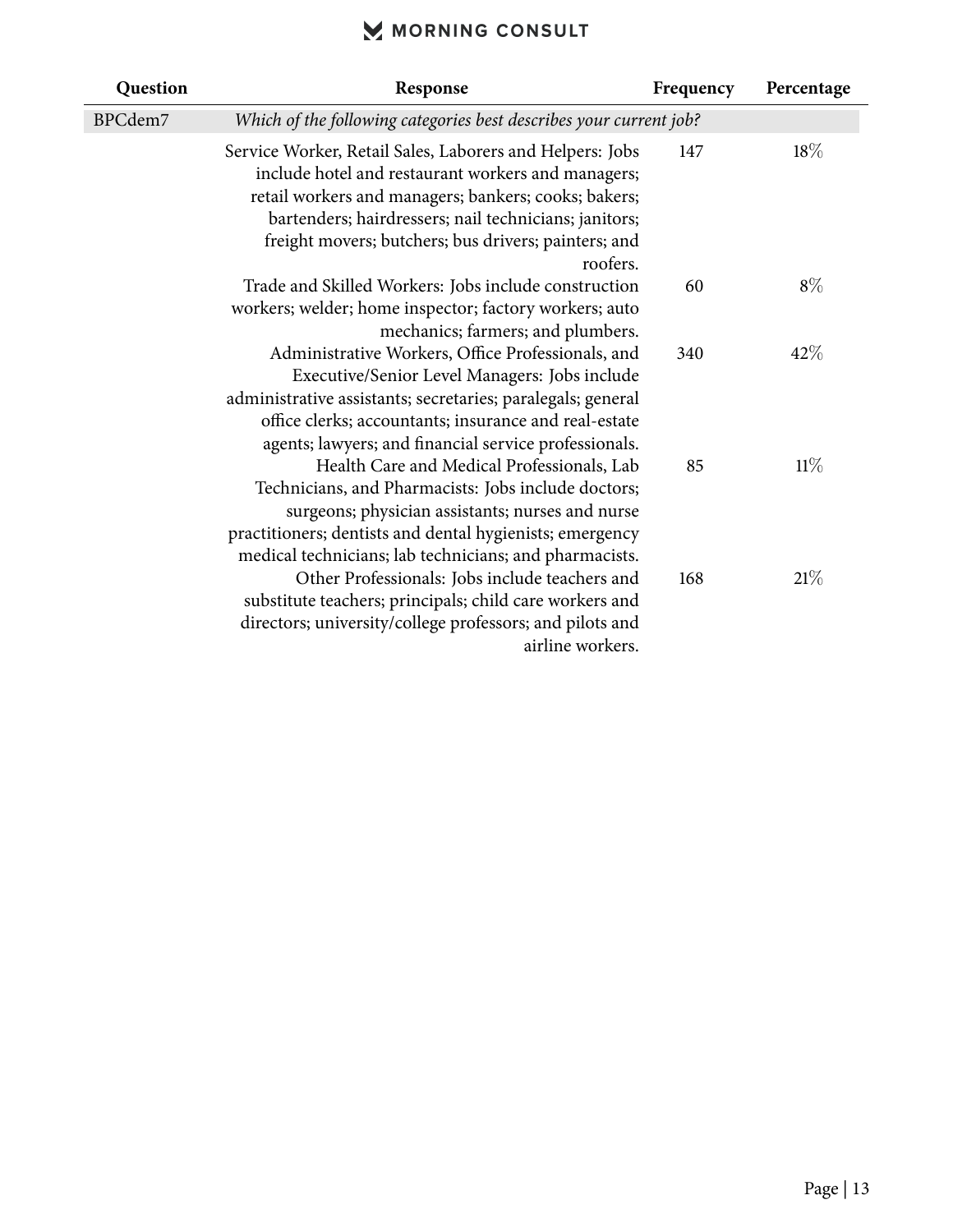| Question | Response | Frequency | Percentage |
|---|---|---|---|
| BPCdem7 | *Which of the following categories best describes your current job?* | | |
| | Service Worker, Retail Sales, Laborers and Helpers: Jobs include hotel and restaurant workers and managers; retail workers and managers; bankers; cooks; bakers; bartenders; hairdressers; nail technicians; janitors; freight movers; butchers; bus drivers; painters; and roofers. | 147 | 18% |
| | Trade and Skilled Workers: Jobs include construction workers; welder; home inspector; factory workers; auto mechanics; farmers; and plumbers. | 60 | 8% |
| | Administrative Workers, Office Professionals, and Executive/Senior Level Managers: Jobs include administrative assistants; secretaries; paralegals; general office clerks; accountants; insurance and real-estate agents; lawyers; and financial service professionals. | 340 | 42% |
| | Health Care and Medical Professionals, Lab Technicians, and Pharmacists: Jobs include doctors; surgeons; physician assistants; nurses and nurse practitioners; dentists and dental hygienists; emergency medical technicians; lab technicians; and pharmacists. | 85 | 11% |
| | Other Professionals: Jobs include teachers and substitute teachers; principals; child care workers and directors; university/college professors; and pilots and airline workers. | 168 | 21% |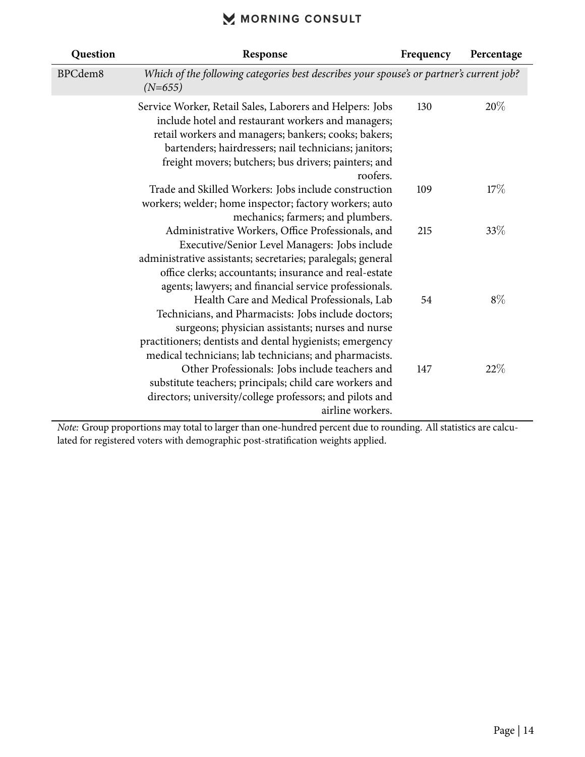| Question | Response | Frequency | Percentage |
|---|---|---|---|
| BPCdem8 | *Which of the following categories best describes your spouse's or partner's current job? (N=655)* | | |
| | Service Worker, Retail Sales, Laborers and Helpers: Jobs include hotel and restaurant workers and managers; retail workers and managers; bankers; cooks; bakers; bartenders; hairdressers; nail technicians; janitors; freight movers; butchers; bus drivers; painters; and roofers. | 130 | 20% |
| | Trade and Skilled Workers: Jobs include construction workers; welder; home inspector; factory workers; auto mechanics; farmers; and plumbers. | 109 | 17% |
| | Administrative Workers, Office Professionals, and Executive/Senior Level Managers: Jobs include administrative assistants; secretaries; paralegals; general office clerks; accountants; insurance and real-estate agents; lawyers; and financial service professionals. | 215 | 33% |
| | Health Care and Medical Professionals, Lab Technicians, and Pharmacists: Jobs include doctors; surgeons; physician assistants; nurses and nurse practitioners; dentists and dental hygienists; emergency medical technicians; lab technicians; and pharmacists. | 54 | 8% |
| | Other Professionals: Jobs include teachers and substitute teachers; principals; child care workers and directors; university/college professors; and pilots and airline workers. | 147 | 22% |

*Note:* Group proportions may total to larger than one-hundred percent due to rounding. All statistics are calculated for registered voters with demographic post-stratification weights applied.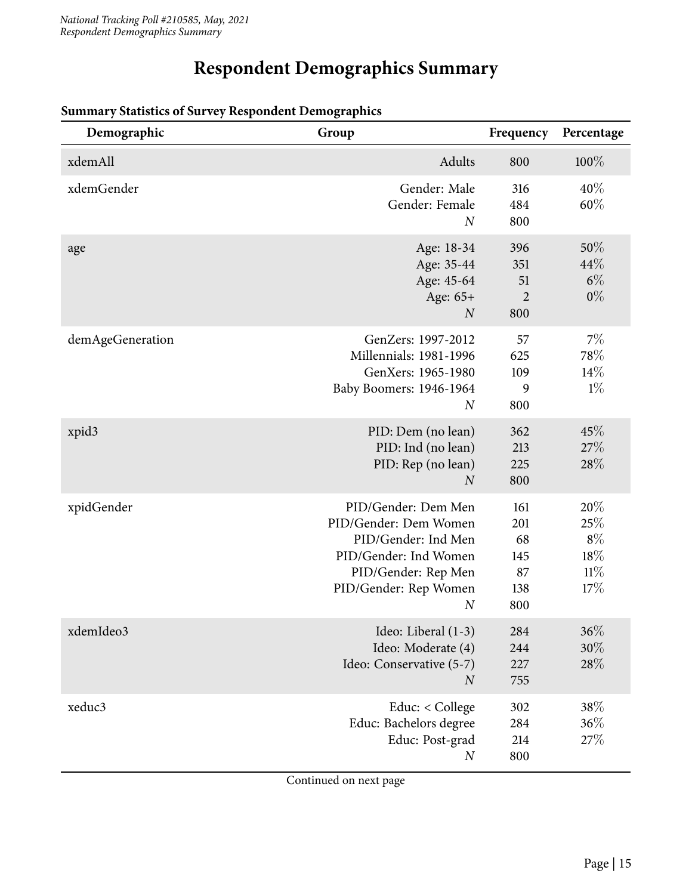# Respondent Demographics Summary

**Summary Statistics of Survey Respondent Demographics**

| Demographic | Group | Frequency | Percentage |
|---|---|---|---|
| xdemAll | Adults | 800 | 100% |
| xdemGender | Gender: Male | 316 | 40% |
| | Gender: Female | 484 | 60% |
| | *N* | 800 | |
| age | Age: 18-34 | 396 | 50% |
| | Age: 35-44 | 351 | 44% |
| | Age: 45-64 | 51 | 6% |
| | Age: 65+ | 2 | 0% |
| | *N* | 800 | |
| demAgeGeneration | GenZers: 1997-2012 | 57 | 7% |
| | Millennials: 1981-1996 | 625 | 78% |
| | GenXers: 1965-1980 | 109 | 14% |
| | Baby Boomers: 1946-1964 | 9 | 1% |
| | *N* | 800 | |
| xpid3 | PID: Dem (no lean) | 362 | 45% |
| | PID: Ind (no lean) | 213 | 27% |
| | PID: Rep (no lean) | 225 | 28% |
| | *N* | 800 | |
| xpidGender | PID/Gender: Dem Men | 161 | 20% |
| | PID/Gender: Dem Women | 201 | 25% |
| | PID/Gender: Ind Men | 68 | 8% |
| | PID/Gender: Ind Women | 145 | 18% |
| | PID/Gender: Rep Men | 87 | 11% |
| | PID/Gender: Rep Women | 138 | 17% |
| | *N* | 800 | |
| xdemIdeo3 | Ideo: Liberal (1-3) | 284 | 36% |
| | Ideo: Moderate (4) | 244 | 30% |
| | Ideo: Conservative (5-7) | 227 | 28% |
| | *N* | 755 | |
| xeduc3 | Educ: < College | 302 | 38% |
| | Educ: Bachelors degree | 284 | 36% |
| | Educ: Post-grad | 214 | 27% |
| | *N* | 800 | |

Continued on next page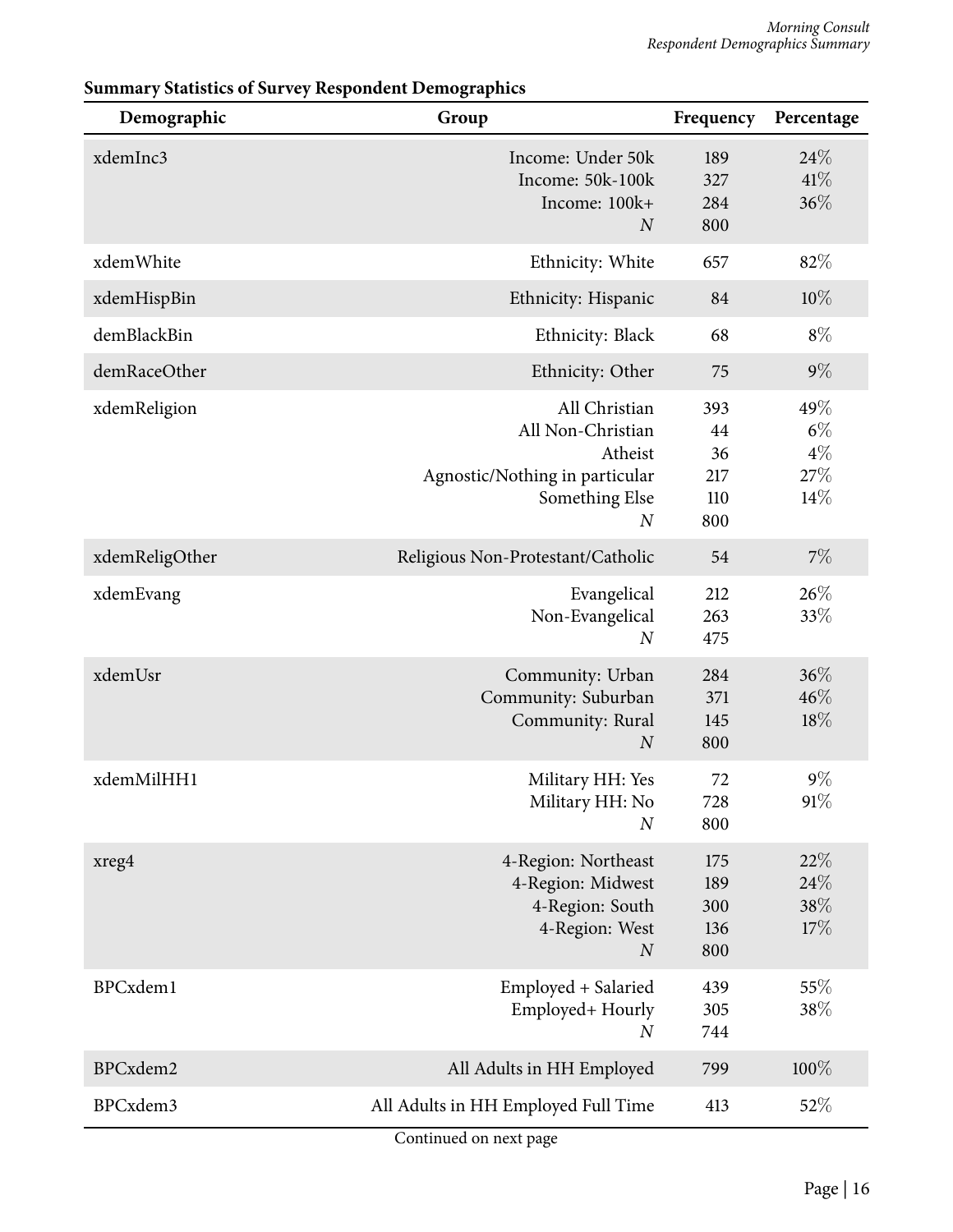**Summary Statistics of Survey Respondent Demographics**

| Demographic | Group | Frequency | Percentage |
|---|---|---|---|
| xdemInc3 | Income: Under 50k | 189 | 24% |
| | Income: 50k-100k | 327 | 41% |
| | Income: 100k+ | 284 | 36% |
| | *N* | 800 | |
| xdemWhite | Ethnicity: White | 657 | 82% |
| xdemHispBin | Ethnicity: Hispanic | 84 | 10% |
| demBlackBin | Ethnicity: Black | 68 | 8% |
| demRaceOther | Ethnicity: Other | 75 | 9% |
| xdemReligion | All Christian | 393 | 49% |
| | All Non-Christian | 44 | 6% |
| | Atheist | 36 | 4% |
| | Agnostic/Nothing in particular | 217 | 27% |
| | Something Else | 110 | 14% |
| | *N* | 800 | |
| xdemReligOther | Religious Non-Protestant/Catholic | 54 | 7% |
| xdemEvang | Evangelical | 212 | 26% |
| | Non-Evangelical | 263 | 33% |
| | *N* | 475 | |
| xdemUsr | Community: Urban | 284 | 36% |
| | Community: Suburban | 371 | 46% |
| | Community: Rural | 145 | 18% |
| | *N* | 800 | |
| xdemMilHH1 | Military HH: Yes | 72 | 9% |
| | Military HH: No | 728 | 91% |
| | *N* | 800 | |
| xreg4 | 4-Region: Northeast | 175 | 22% |
| | 4-Region: Midwest | 189 | 24% |
| | 4-Region: South | 300 | 38% |
| | 4-Region: West | 136 | 17% |
| | *N* | 800 | |
| BPCxdem1 | Employed + Salaried | 439 | 55% |
| | Employed+ Hourly | 305 | 38% |
| | *N* | 744 | |
| BPCxdem2 | All Adults in HH Employed | 799 | 100% |
| BPCxdem3 | All Adults in HH Employed Full Time | 413 | 52% |

Continued on next page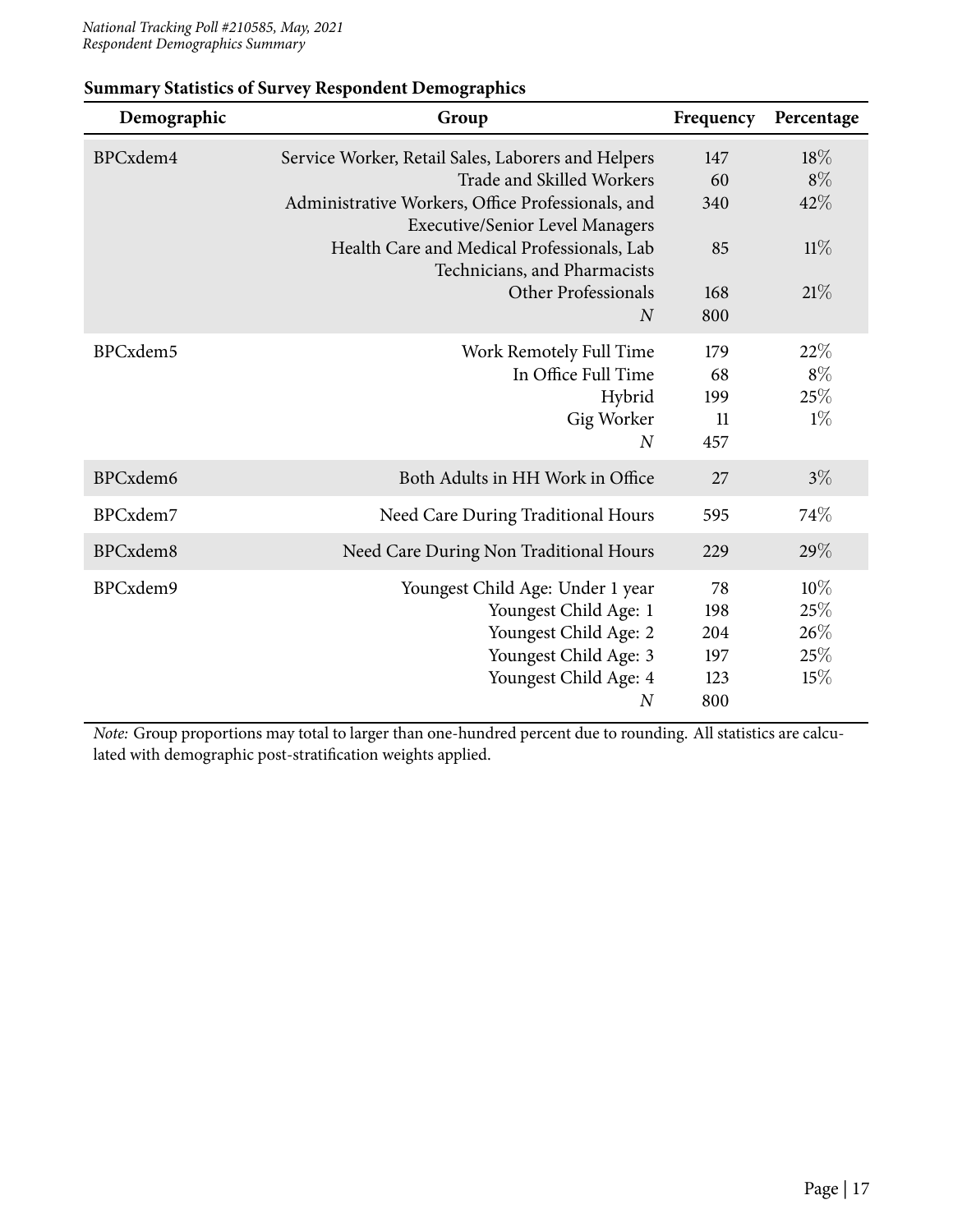**Summary Statistics of Survey Respondent Demographics**

| Demographic | Group | Frequency | Percentage |
|---|---|---|---|
| BPCxdem4 | Service Worker, Retail Sales, Laborers and Helpers | 147 | 18% |
| | Trade and Skilled Workers | 60 | 8% |
| | Administrative Workers, Office Professionals, and Executive/Senior Level Managers | 340 | 42% |
| | Health Care and Medical Professionals, Lab Technicians, and Pharmacists | 85 | 11% |
| | Other Professionals | 168 | 21% |
| | *N* | 800 | |
| BPCxdem5 | Work Remotely Full Time | 179 | 22% |
| | In Office Full Time | 68 | 8% |
| | Hybrid | 199 | 25% |
| | Gig Worker | 11 | 1% |
| | *N* | 457 | |
| BPCxdem6 | Both Adults in HH Work in Office | 27 | 3% |
| BPCxdem7 | Need Care During Traditional Hours | 595 | 74% |
| BPCxdem8 | Need Care During Non Traditional Hours | 229 | 29% |
| BPCxdem9 | Youngest Child Age: Under 1 year | 78 | 10% |
| | Youngest Child Age: 1 | 198 | 25% |
| | Youngest Child Age: 2 | 204 | 26% |
| | Youngest Child Age: 3 | 197 | 25% |
| | Youngest Child Age: 4 | 123 | 15% |
| | *N* | 800 | |

*Note:* Group proportions may total to larger than one-hundred percent due to rounding. All statistics are calculated with demographic post-stratification weights applied.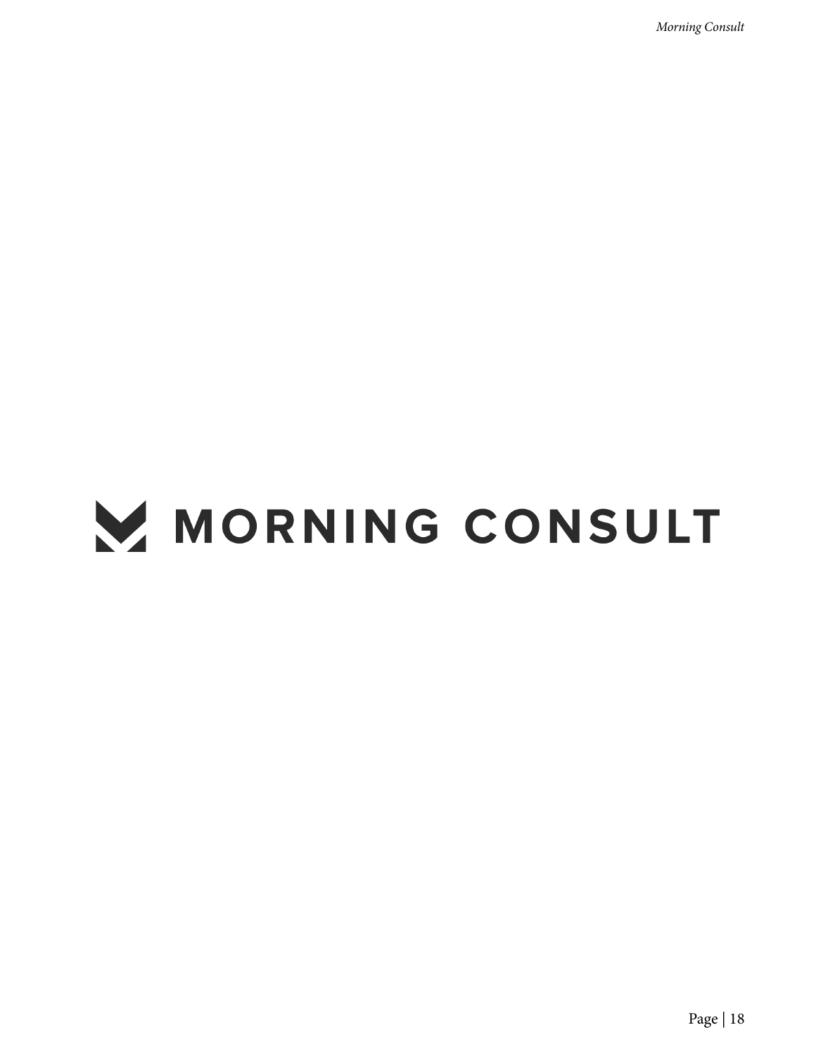MORNING CONSULT